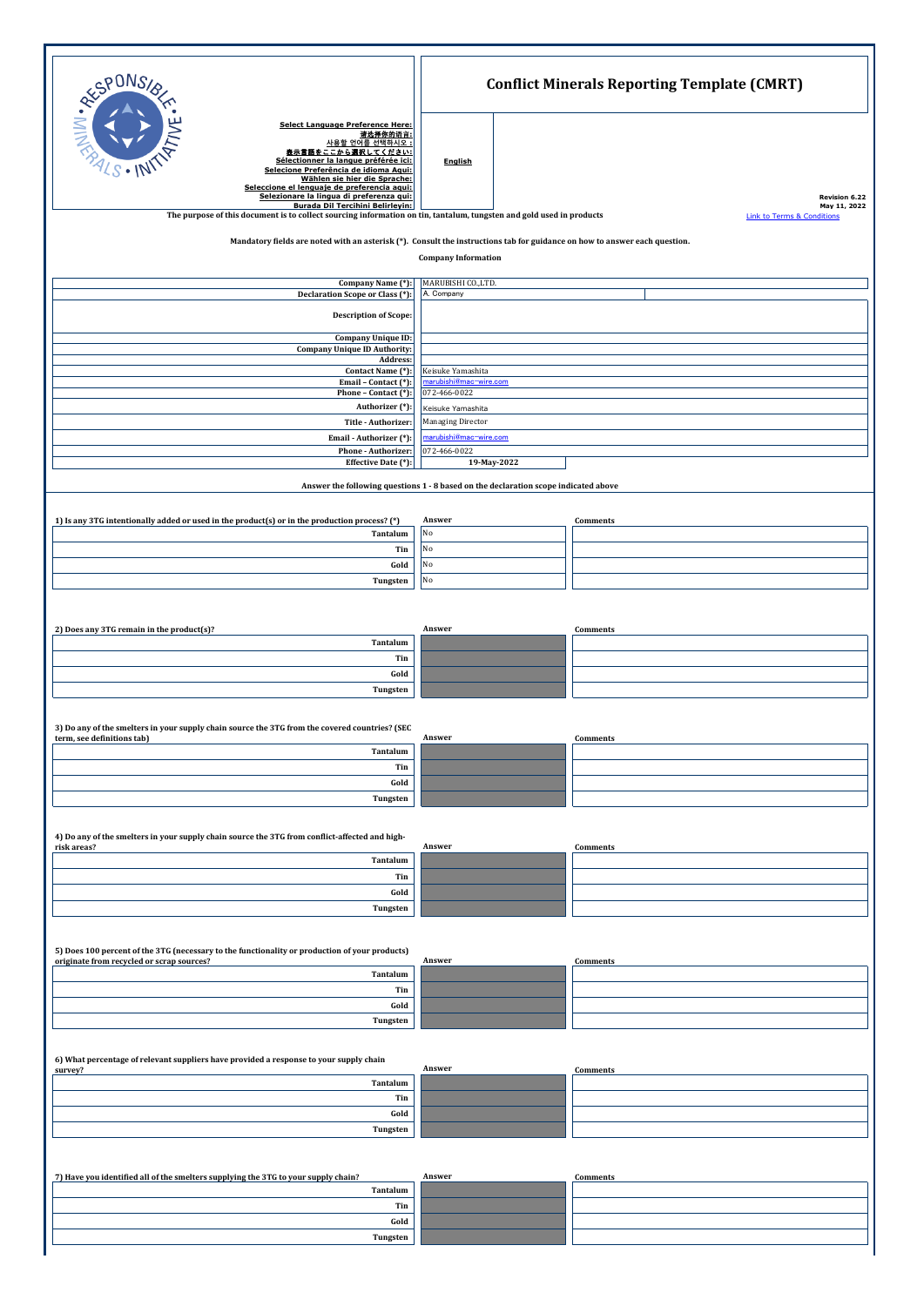# Conflict Minerals Reporting Template (CMRT)

**Select Language Preference Here:**
**请选择你的语言:**
**사용할 언어를 선택하시오 :**
**表示言語をここから選択してください:**
**Sélectionner la langue préférée ici:**
**Selecione Preferência de idioma Aqui:**
**Wählen sie hier die Sprache:**
**Seleccione el lenguaje de preferencia aqui:**
**Selezionare la lingua di preferenza qui:**
**Burada Dil Tercihini Belirleyin:**

**English**

**Revision 6.22**
**May 11, 2022**

Link to Terms & Conditions

**The purpose of this document is to collect sourcing information on tin, tantalum, tungsten and gold used in products**

**Mandatory fields are noted with an asterisk (*). Consult the instructions tab for guidance on how to answer each question.**

**Company Information**

| Field | Value |
|---|---|
| Company Name (*): | MARUBISHI CO.,LTD. |
| Declaration Scope or Class (*): | A. Company |
| Description of Scope: | |
| Company Unique ID: | |
| Company Unique ID Authority: | |
| Address: | |
| Contact Name (*): | Keisuke Yamashita |
| Email – Contact (*): | marubishi@mac-wire.com |
| Phone – Contact (*): | 072-466-0022 |
| Authorizer (*): | Keisuke Yamashita |
| Title - Authorizer: | Managing Director |
| Email - Authorizer (*): | marubishi@mac-wire.com |
| Phone - Authorizer: | 072-466-0022 |
| Effective Date (*): | 19-May-2022 |

**Answer the following questions 1 - 8 based on the declaration scope indicated above**

**1) Is any 3TG intentionally added or used in the product(s) or in the production process? (*)**

| | Answer | Comments |
|---|---|---|
| Tantalum | No | |
| Tin | No | |
| Gold | No | |
| Tungsten | No | |

**2) Does any 3TG remain in the product(s)?**

| | Answer | Comments |
|---|---|---|
| Tantalum | | |
| Tin | | |
| Gold | | |
| Tungsten | | |

**3) Do any of the smelters in your supply chain source the 3TG from the covered countries? (SEC term, see definitions tab)**

| | Answer | Comments |
|---|---|---|
| Tantalum | | |
| Tin | | |
| Gold | | |
| Tungsten | | |

**4) Do any of the smelters in your supply chain source the 3TG from conflict-affected and high-risk areas?**

| | Answer | Comments |
|---|---|---|
| Tantalum | | |
| Tin | | |
| Gold | | |
| Tungsten | | |

**5) Does 100 percent of the 3TG (necessary to the functionality or production of your products) originate from recycled or scrap sources?**

| | Answer | Comments |
|---|---|---|
| Tantalum | | |
| Tin | | |
| Gold | | |
| Tungsten | | |

**6) What percentage of relevant suppliers have provided a response to your supply chain survey?**

| | Answer | Comments |
|---|---|---|
| Tantalum | | |
| Tin | | |
| Gold | | |
| Tungsten | | |

**7) Have you identified all of the smelters supplying the 3TG to your supply chain?**

| | Answer | Comments |
|---|---|---|
| Tantalum | | |
| Tin | | |
| Gold | | |
| Tungsten | | |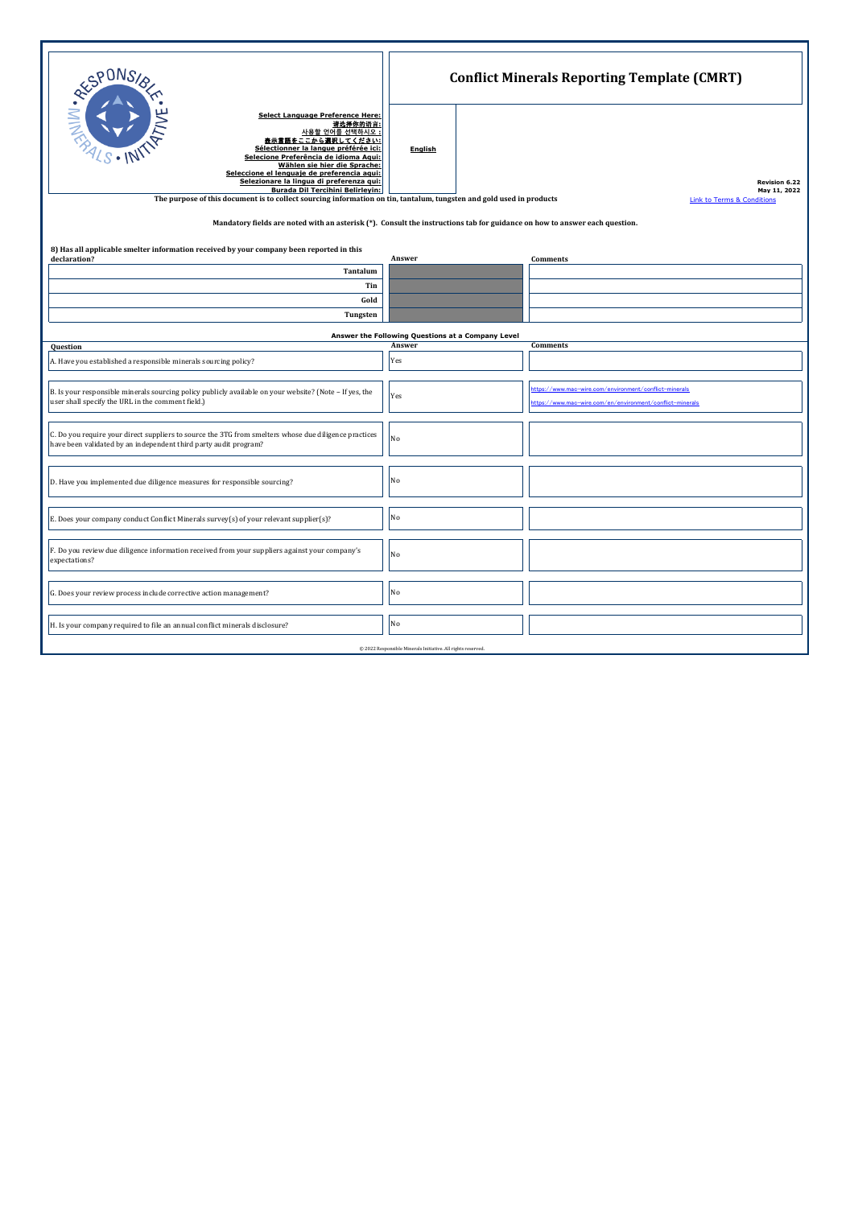# Conflict Minerals Reporting Template (CMRT)

Select Language Preference Here:
请选择你的语言:
사용할 언어를 선택하시오 :
表示言語をここから選択してください:
Sélectionner la langue préférée ici:
Selecione Preferência de idioma Aqui:
Wählen sie hier die Sprache:
Seleccione el lenguaje de preferencia aqui:
Selezionare la lingua di preferenza qui:
Burada Dil Tercihini Belirleyin:

**English**

Revision 6.22
May 11, 2022

Link to Terms & Conditions

**The purpose of this document is to collect sourcing information on tin, tantalum, tungsten and gold used in products**

**Mandatory fields are noted with an asterisk (*). Consult the instructions tab for guidance on how to answer each question.**

| 8) Has all applicable smelter information received by your company been reported in this declaration? | Answer | Comments |
|---|---|---|
| Tantalum | | |
| Tin | | |
| Gold | | |
| Tungsten | | |

**Answer the Following Questions at a Company Level**

| Question | Answer | Comments |
|---|---|---|
| A. Have you established a responsible minerals sourcing policy? | Yes | |
| B. Is your responsible minerals sourcing policy publicly available on your website? (Note – If yes, the user shall specify the URL in the comment field.) | Yes | https://www.mac-wire.com/environment/conflict-minerals https://www.mac-wire.com/en/environment/conflict-minerals |
| C. Do you require your direct suppliers to source the 3TG from smelters whose due diligence practices have been validated by an independent third party audit program? | No | |
| D. Have you implemented due diligence measures for responsible sourcing? | No | |
| E. Does your company conduct Conflict Minerals survey(s) of your relevant supplier(s)? | No | |
| F. Do you review due diligence information received from your suppliers against your company's expectations? | No | |
| G. Does your review process include corrective action management? | No | |
| H. Is your company required to file an annual conflict minerals disclosure? | No | |

© 2022 Responsible Minerals Initiative. All rights reserved.